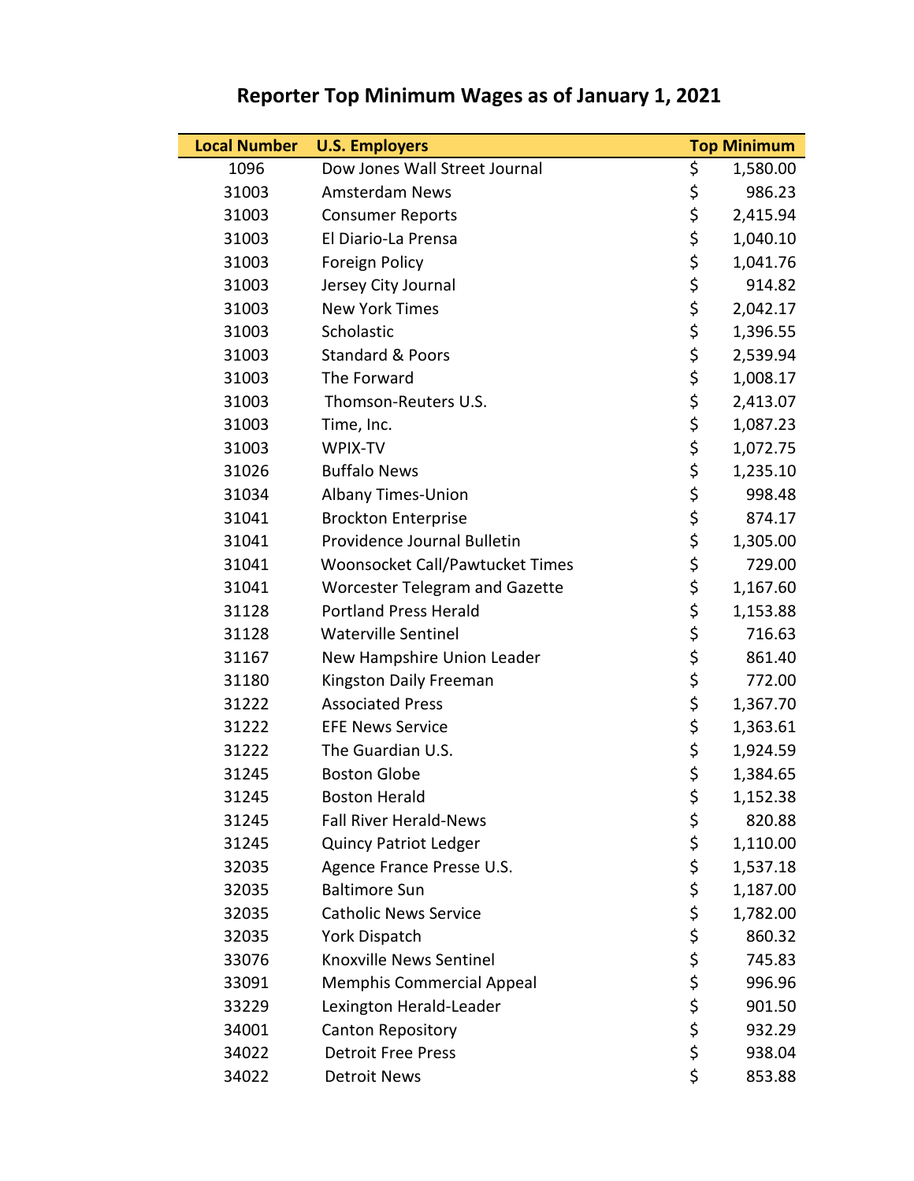# Reporter Top Minimum Wages as of January 1, 2021

| Local Number | U.S. Employers | Top Minimum |
|---|---|---|
| 1096 | Dow Jones Wall Street Journal | $ 1,580.00 |
| 31003 | Amsterdam News | $ 986.23 |
| 31003 | Consumer Reports | $ 2,415.94 |
| 31003 | El Diario-La Prensa | $ 1,040.10 |
| 31003 | Foreign Policy | $ 1,041.76 |
| 31003 | Jersey City Journal | $ 914.82 |
| 31003 | New York Times | $ 2,042.17 |
| 31003 | Scholastic | $ 1,396.55 |
| 31003 | Standard & Poors | $ 2,539.94 |
| 31003 | The Forward | $ 1,008.17 |
| 31003 | Thomson-Reuters U.S. | $ 2,413.07 |
| 31003 | Time, Inc. | $ 1,087.23 |
| 31003 | WPIX-TV | $ 1,072.75 |
| 31026 | Buffalo News | $ 1,235.10 |
| 31034 | Albany Times-Union | $ 998.48 |
| 31041 | Brockton Enterprise | $ 874.17 |
| 31041 | Providence Journal Bulletin | $ 1,305.00 |
| 31041 | Woonsocket Call/Pawtucket Times | $ 729.00 |
| 31041 | Worcester Telegram and Gazette | $ 1,167.60 |
| 31128 | Portland Press Herald | $ 1,153.88 |
| 31128 | Waterville Sentinel | $ 716.63 |
| 31167 | New Hampshire Union Leader | $ 861.40 |
| 31180 | Kingston Daily Freeman | $ 772.00 |
| 31222 | Associated Press | $ 1,367.70 |
| 31222 | EFE News Service | $ 1,363.61 |
| 31222 | The Guardian U.S. | $ 1,924.59 |
| 31245 | Boston Globe | $ 1,384.65 |
| 31245 | Boston Herald | $ 1,152.38 |
| 31245 | Fall River Herald-News | $ 820.88 |
| 31245 | Quincy Patriot Ledger | $ 1,110.00 |
| 32035 | Agence France Presse U.S. | $ 1,537.18 |
| 32035 | Baltimore Sun | $ 1,187.00 |
| 32035 | Catholic News Service | $ 1,782.00 |
| 32035 | York Dispatch | $ 860.32 |
| 33076 | Knoxville News Sentinel | $ 745.83 |
| 33091 | Memphis Commercial Appeal | $ 996.96 |
| 33229 | Lexington Herald-Leader | $ 901.50 |
| 34001 | Canton Repository | $ 932.29 |
| 34022 | Detroit Free Press | $ 938.04 |
| 34022 | Detroit News | $ 853.88 |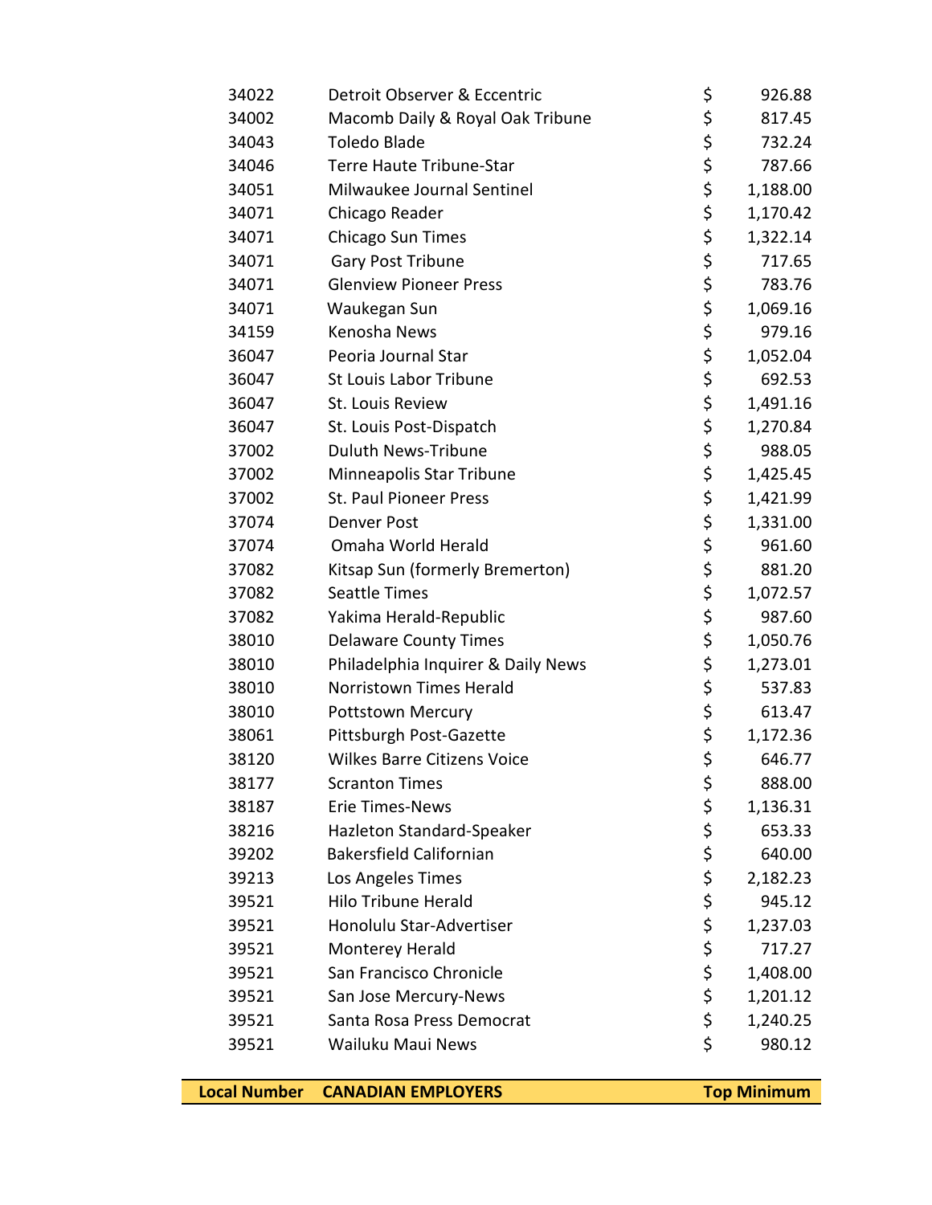| | | |
|---|---|---|
| 34022 | Detroit Observer & Eccentric | $ 926.88 |
| 34002 | Macomb Daily & Royal Oak Tribune | $ 817.45 |
| 34043 | Toledo Blade | $ 732.24 |
| 34046 | Terre Haute Tribune-Star | $ 787.66 |
| 34051 | Milwaukee Journal Sentinel | $ 1,188.00 |
| 34071 | Chicago Reader | $ 1,170.42 |
| 34071 | Chicago Sun Times | $ 1,322.14 |
| 34071 | Gary Post Tribune | $ 717.65 |
| 34071 | Glenview Pioneer Press | $ 783.76 |
| 34071 | Waukegan Sun | $ 1,069.16 |
| 34159 | Kenosha News | $ 979.16 |
| 36047 | Peoria Journal Star | $ 1,052.04 |
| 36047 | St Louis Labor Tribune | $ 692.53 |
| 36047 | St. Louis Review | $ 1,491.16 |
| 36047 | St. Louis Post-Dispatch | $ 1,270.84 |
| 37002 | Duluth News-Tribune | $ 988.05 |
| 37002 | Minneapolis Star Tribune | $ 1,425.45 |
| 37002 | St. Paul Pioneer Press | $ 1,421.99 |
| 37074 | Denver Post | $ 1,331.00 |
| 37074 | Omaha World Herald | $ 961.60 |
| 37082 | Kitsap Sun (formerly Bremerton) | $ 881.20 |
| 37082 | Seattle Times | $ 1,072.57 |
| 37082 | Yakima Herald-Republic | $ 987.60 |
| 38010 | Delaware County Times | $ 1,050.76 |
| 38010 | Philadelphia Inquirer & Daily News | $ 1,273.01 |
| 38010 | Norristown Times Herald | $ 537.83 |
| 38010 | Pottstown Mercury | $ 613.47 |
| 38061 | Pittsburgh Post-Gazette | $ 1,172.36 |
| 38120 | Wilkes Barre Citizens Voice | $ 646.77 |
| 38177 | Scranton Times | $ 888.00 |
| 38187 | Erie Times-News | $ 1,136.31 |
| 38216 | Hazleton Standard-Speaker | $ 653.33 |
| 39202 | Bakersfield Californian | $ 640.00 |
| 39213 | Los Angeles Times | $ 2,182.23 |
| 39521 | Hilo Tribune Herald | $ 945.12 |
| 39521 | Honolulu Star-Advertiser | $ 1,237.03 |
| 39521 | Monterey Herald | $ 717.27 |
| 39521 | San Francisco Chronicle | $ 1,408.00 |
| 39521 | San Jose Mercury-News | $ 1,201.12 |
| 39521 | Santa Rosa Press Democrat | $ 1,240.25 |
| 39521 | Wailuku Maui News | $ 980.12 |

| **Local Number** | **CANADIAN EMPLOYERS** | **Top Minimum** |
|---|---|---|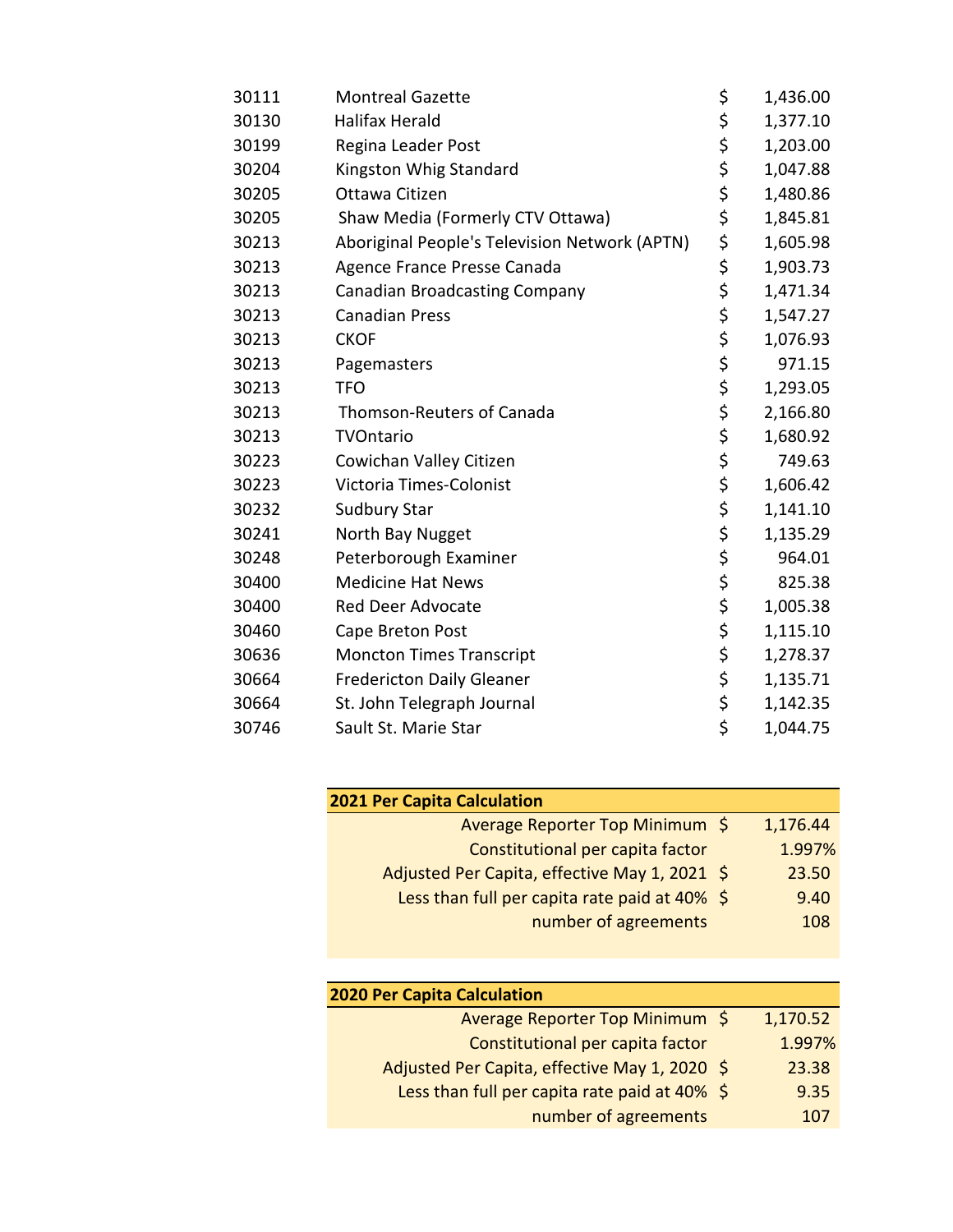| | | | |
|---|---|---|---|
| 30111 | Montreal Gazette | $ | 1,436.00 |
| 30130 | Halifax Herald | $ | 1,377.10 |
| 30199 | Regina Leader Post | $ | 1,203.00 |
| 30204 | Kingston Whig Standard | $ | 1,047.88 |
| 30205 | Ottawa Citizen | $ | 1,480.86 |
| 30205 | Shaw Media (Formerly CTV Ottawa) | $ | 1,845.81 |
| 30213 | Aboriginal People's Television Network (APTN) | $ | 1,605.98 |
| 30213 | Agence France Presse Canada | $ | 1,903.73 |
| 30213 | Canadian Broadcasting Company | $ | 1,471.34 |
| 30213 | Canadian Press | $ | 1,547.27 |
| 30213 | CKOF | $ | 1,076.93 |
| 30213 | Pagemasters | $ | 971.15 |
| 30213 | TFO | $ | 1,293.05 |
| 30213 | Thomson-Reuters of Canada | $ | 2,166.80 |
| 30213 | TVOntario | $ | 1,680.92 |
| 30223 | Cowichan Valley Citizen | $ | 749.63 |
| 30223 | Victoria Times-Colonist | $ | 1,606.42 |
| 30232 | Sudbury Star | $ | 1,141.10 |
| 30241 | North Bay Nugget | $ | 1,135.29 |
| 30248 | Peterborough Examiner | $ | 964.01 |
| 30400 | Medicine Hat News | $ | 825.38 |
| 30400 | Red Deer Advocate | $ | 1,005.38 |
| 30460 | Cape Breton Post | $ | 1,115.10 |
| 30636 | Moncton Times Transcript | $ | 1,278.37 |
| 30664 | Fredericton Daily Gleaner | $ | 1,135.71 |
| 30664 | St. John Telegraph Journal | $ | 1,142.35 |
| 30746 | Sault St. Marie Star | $ | 1,044.75 |

| 2021 Per Capita Calculation | | |
|---|---|---|
| Average Reporter Top Minimum | $ | 1,176.44 |
| Constitutional per capita factor | | 1.997% |
| Adjusted Per Capita, effective May 1, 2021 | $ | 23.50 |
| Less than full per capita rate paid at 40% | $ | 9.40 |
| number of agreements | | 108 |

| 2020 Per Capita Calculation | | |
|---|---|---|
| Average Reporter Top Minimum | $ | 1,170.52 |
| Constitutional per capita factor | | 1.997% |
| Adjusted Per Capita, effective May 1, 2020 | $ | 23.38 |
| Less than full per capita rate paid at 40% | $ | 9.35 |
| number of agreements | | 107 |